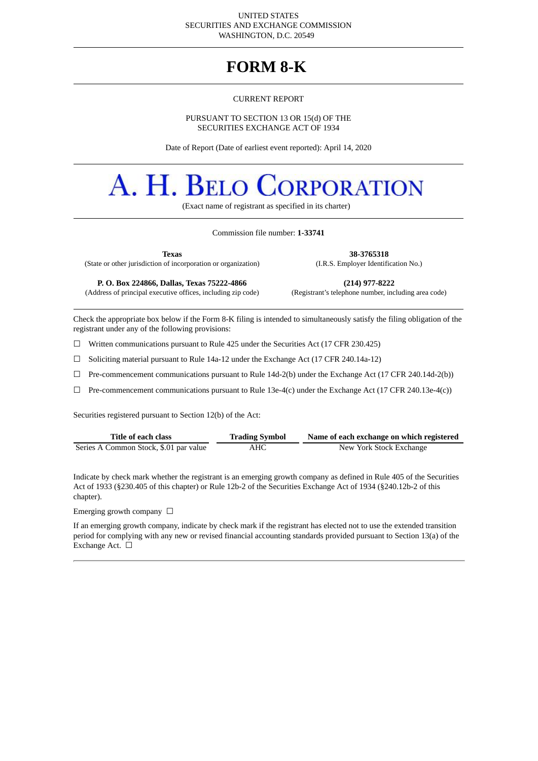UNITED STATES
SECURITIES AND EXCHANGE COMMISSION
WASHINGTON, D.C. 20549

# FORM 8-K

CURRENT REPORT

PURSUANT TO SECTION 13 OR 15(d) OF THE
SECURITIES EXCHANGE ACT OF 1934

Date of Report (Date of earliest event reported): April 14, 2020

# A. H. BELO CORPORATION

(Exact name of registrant as specified in its charter)

Commission file number: **1-33741**

| **Texas** | **38-3765318** |
|---|---|
| (State or other jurisdiction of incorporation or organization) | (I.R.S. Employer Identification No.) |
| **P. O. Box 224866, Dallas, Texas 75222-4866** | **(214) 977-8222** |
| (Address of principal executive offices, including zip code) | (Registrant's telephone number, including area code) |

Check the appropriate box below if the Form 8-K filing is intended to simultaneously satisfy the filing obligation of the registrant under any of the following provisions:

☐ Written communications pursuant to Rule 425 under the Securities Act (17 CFR 230.425)

☐ Soliciting material pursuant to Rule 14a-12 under the Exchange Act (17 CFR 240.14a-12)

☐ Pre-commencement communications pursuant to Rule 14d-2(b) under the Exchange Act (17 CFR 240.14d-2(b))

☐ Pre-commencement communications pursuant to Rule 13e-4(c) under the Exchange Act (17 CFR 240.13e-4(c))

Securities registered pursuant to Section 12(b) of the Act:

| Title of each class | Trading Symbol | Name of each exchange on which registered |
|---|---|---|
| Series A Common Stock, $.01 par value | AHC | New York Stock Exchange |

Indicate by check mark whether the registrant is an emerging growth company as defined in Rule 405 of the Securities Act of 1933 (§230.405 of this chapter) or Rule 12b-2 of the Securities Exchange Act of 1934 (§240.12b-2 of this chapter).

Emerging growth company ☐

If an emerging growth company, indicate by check mark if the registrant has elected not to use the extended transition period for complying with any new or revised financial accounting standards provided pursuant to Section 13(a) of the Exchange Act. ☐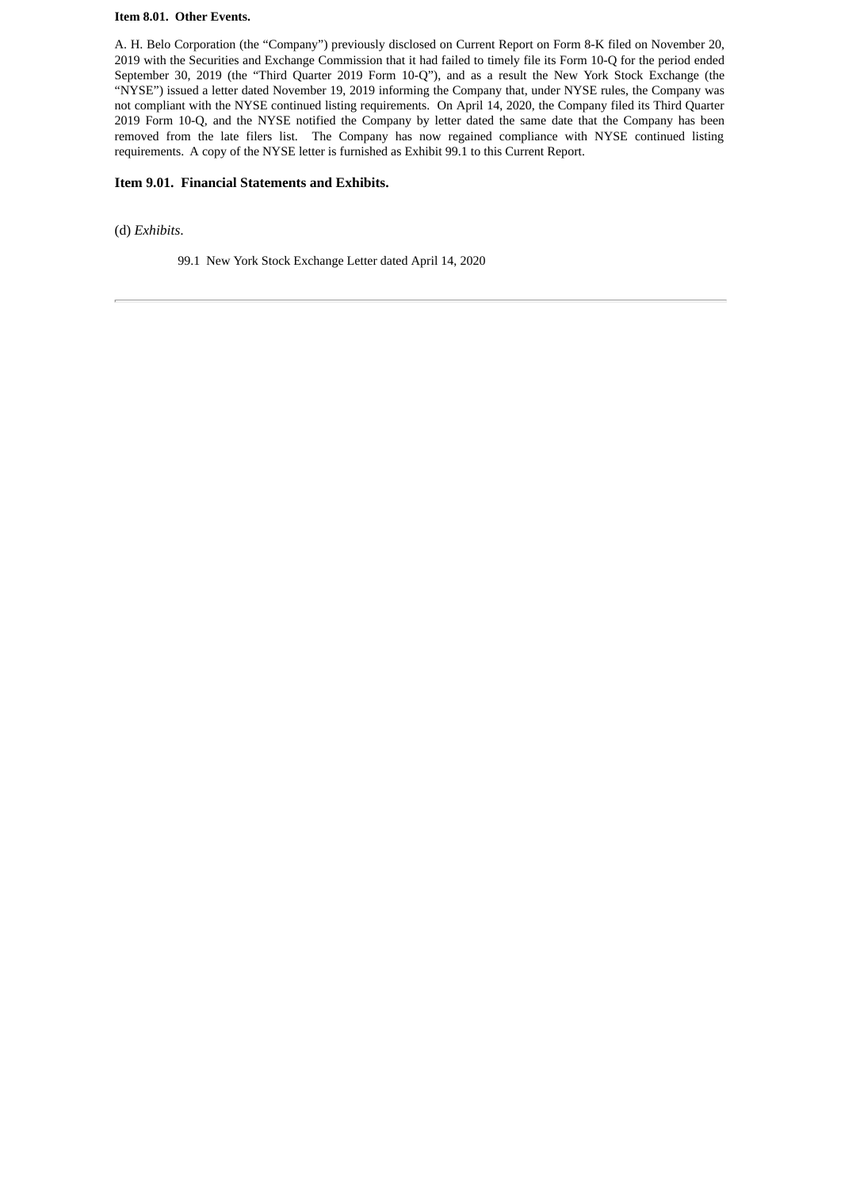**Item 8.01. Other Events.**

A. H. Belo Corporation (the "Company") previously disclosed on Current Report on Form 8-K filed on November 20, 2019 with the Securities and Exchange Commission that it had failed to timely file its Form 10-Q for the period ended September 30, 2019 (the "Third Quarter 2019 Form 10-Q"), and as a result the New York Stock Exchange (the "NYSE") issued a letter dated November 19, 2019 informing the Company that, under NYSE rules, the Company was not compliant with the NYSE continued listing requirements. On April 14, 2020, the Company filed its Third Quarter 2019 Form 10-Q, and the NYSE notified the Company by letter dated the same date that the Company has been removed from the late filers list. The Company has now regained compliance with NYSE continued listing requirements. A copy of the NYSE letter is furnished as Exhibit 99.1 to this Current Report.

## Item 9.01. Financial Statements and Exhibits.

(d) *Exhibits*.

99.1 New York Stock Exchange Letter dated April 14, 2020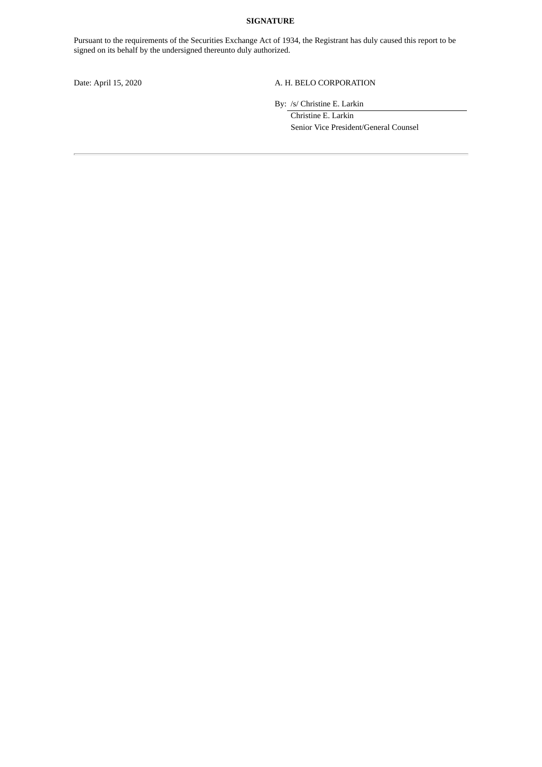**SIGNATURE**

Pursuant to the requirements of the Securities Exchange Act of 1934, the Registrant has duly caused this report to be signed on its behalf by the undersigned thereunto duly authorized.

Date: April 15, 2020

A. H. BELO CORPORATION

By: /s/ Christine E. Larkin

Christine E. Larkin

Senior Vice President/General Counsel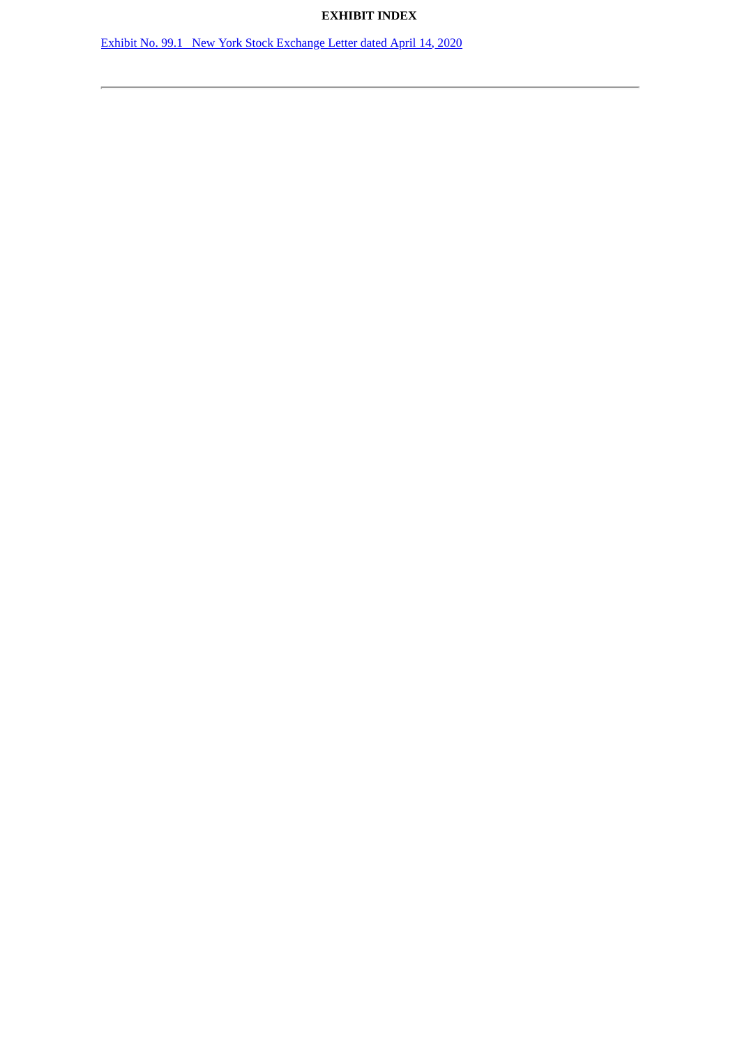**EXHIBIT INDEX**

Exhibit No. 99.1 New York Stock Exchange Letter dated April 14, 2020

---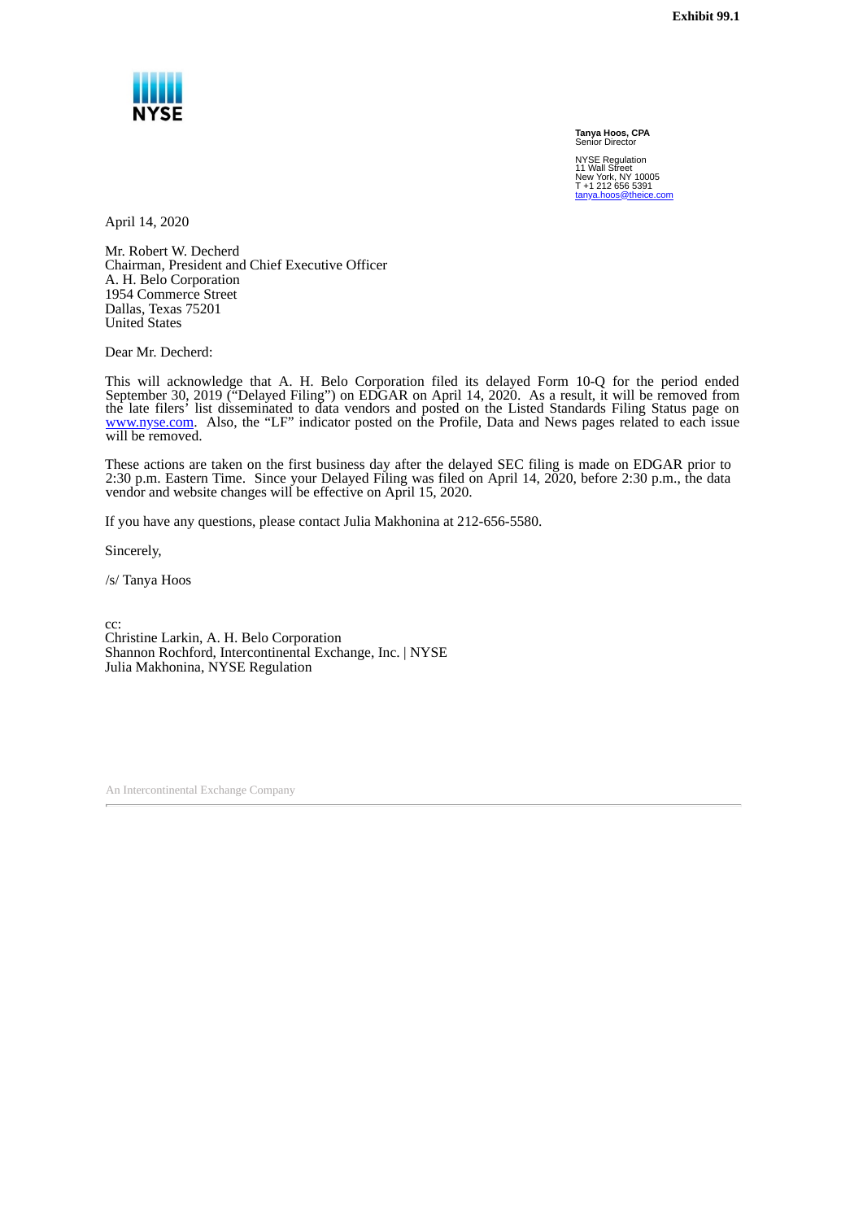**Exhibit 99.1**

NYSE

**Tanya Hoos, CPA**
Senior Director

NYSE Regulation
11 Wall Street
New York, NY 10005
T +1 212 656 5391
tanya.hoos@theice.com

April 14, 2020

Mr. Robert W. Decherd
Chairman, President and Chief Executive Officer
A. H. Belo Corporation
1954 Commerce Street
Dallas, Texas 75201
United States

Dear Mr. Decherd:

This will acknowledge that A. H. Belo Corporation filed its delayed Form 10-Q for the period ended September 30, 2019 ("Delayed Filing") on EDGAR on April 14, 2020. As a result, it will be removed from the late filers' list disseminated to data vendors and posted on the Listed Standards Filing Status page on www.nyse.com. Also, the "LF" indicator posted on the Profile, Data and News pages related to each issue will be removed.

These actions are taken on the first business day after the delayed SEC filing is made on EDGAR prior to 2:30 p.m. Eastern Time. Since your Delayed Filing was filed on April 14, 2020, before 2:30 p.m., the data vendor and website changes will be effective on April 15, 2020.

If you have any questions, please contact Julia Makhonina at 212-656-5580.

Sincerely,

/s/ Tanya Hoos

cc:
Christine Larkin, A. H. Belo Corporation
Shannon Rochford, Intercontinental Exchange, Inc. | NYSE
Julia Makhonina, NYSE Regulation

An Intercontinental Exchange Company